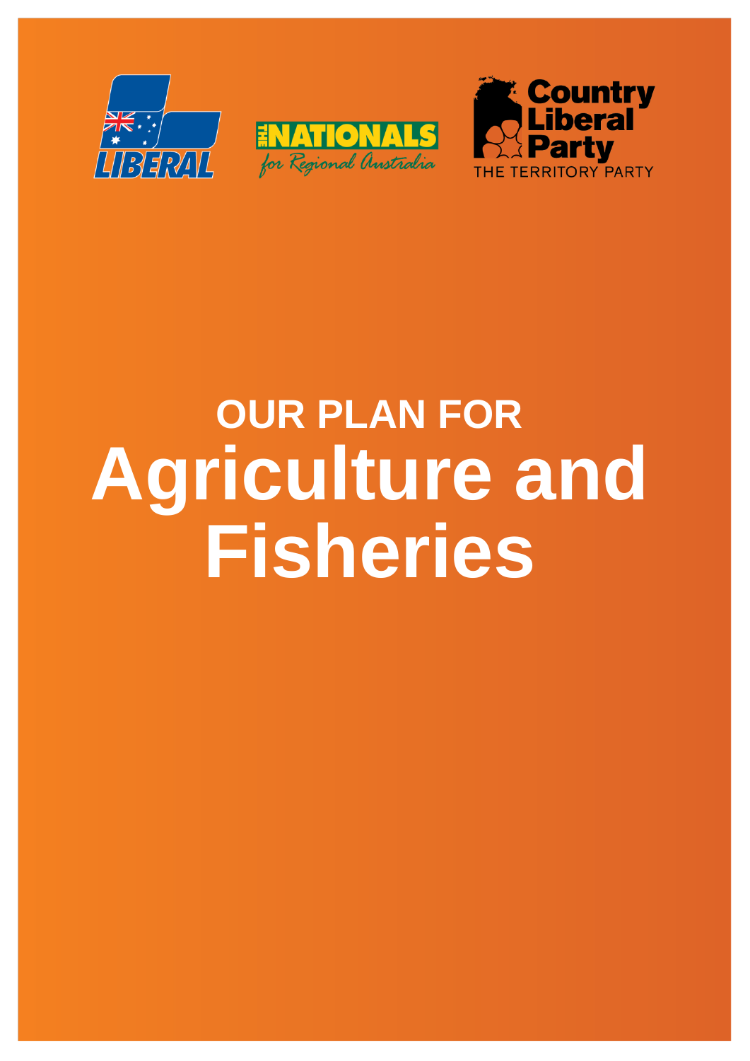LIBERAL

THE NATIONALS for Regional Australia

Country Liberal Party THE TERRITORY PARTY

OUR PLAN FOR

# Agriculture and Fisheries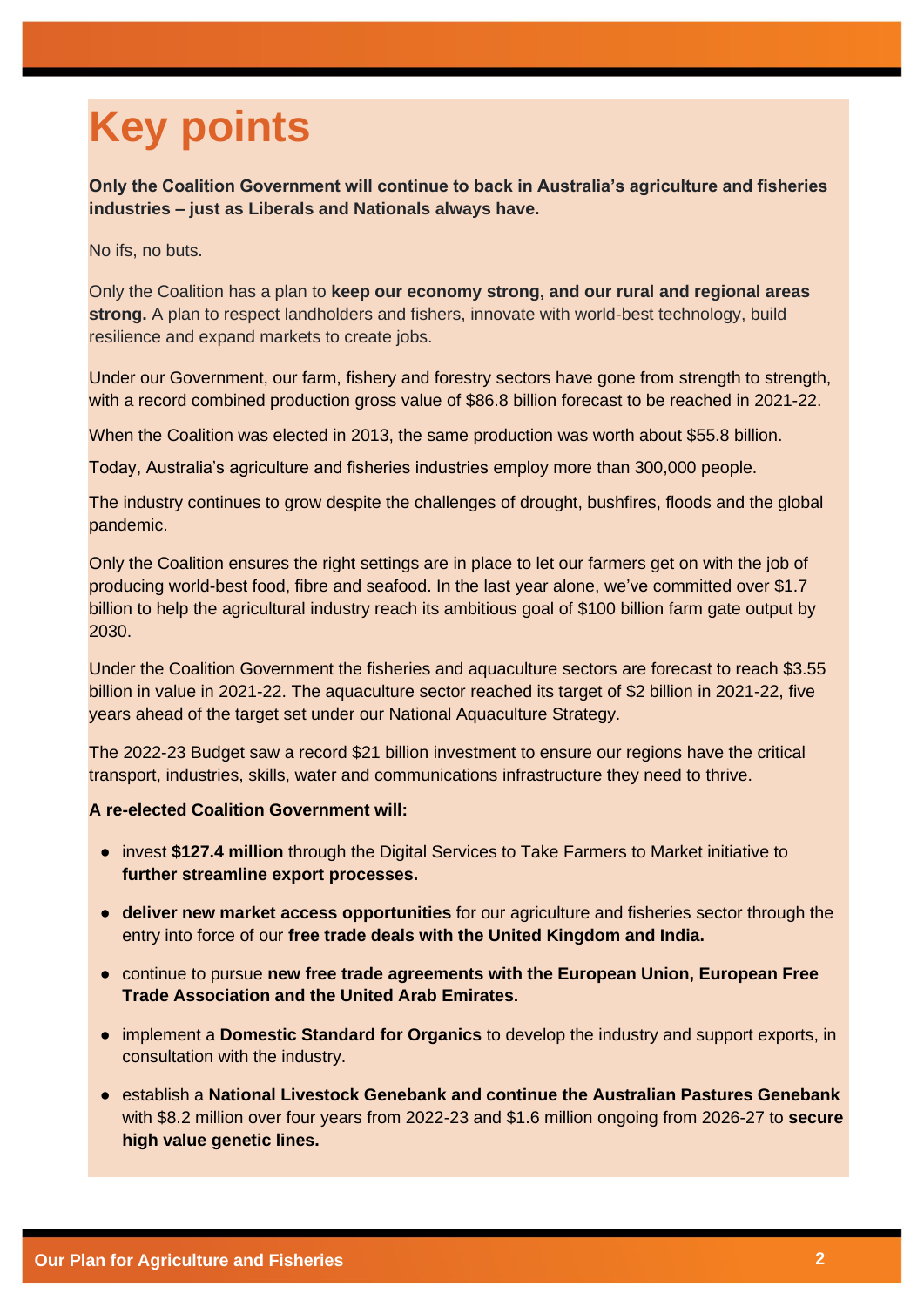# Key points

**Only the Coalition Government will continue to back in Australia's agriculture and fisheries industries – just as Liberals and Nationals always have.**

No ifs, no buts.

Only the Coalition has a plan to **keep our economy strong, and our rural and regional areas strong.** A plan to respect landholders and fishers, innovate with world-best technology, build resilience and expand markets to create jobs.

Under our Government, our farm, fishery and forestry sectors have gone from strength to strength, with a record combined production gross value of $86.8 billion forecast to be reached in 2021-22.

When the Coalition was elected in 2013, the same production was worth about $55.8 billion.

Today, Australia's agriculture and fisheries industries employ more than 300,000 people.

The industry continues to grow despite the challenges of drought, bushfires, floods and the global pandemic.

Only the Coalition ensures the right settings are in place to let our farmers get on with the job of producing world-best food, fibre and seafood. In the last year alone, we've committed over $1.7 billion to help the agricultural industry reach its ambitious goal of $100 billion farm gate output by 2030.

Under the Coalition Government the fisheries and aquaculture sectors are forecast to reach $3.55 billion in value in 2021-22. The aquaculture sector reached its target of $2 billion in 2021-22, five years ahead of the target set under our National Aquaculture Strategy.

The 2022-23 Budget saw a record $21 billion investment to ensure our regions have the critical transport, industries, skills, water and communications infrastructure they need to thrive.

**A re-elected Coalition Government will:**

- invest **$127.4 million** through the Digital Services to Take Farmers to Market initiative to **further streamline export processes.**
- **deliver new market access opportunities** for our agriculture and fisheries sector through the entry into force of our **free trade deals with the United Kingdom and India.**
- continue to pursue **new free trade agreements with the European Union, European Free Trade Association and the United Arab Emirates.**
- implement a **Domestic Standard for Organics** to develop the industry and support exports, in consultation with the industry.
- establish a **National Livestock Genebank and continue the Australian Pastures Genebank** with $8.2 million over four years from 2022-23 and $1.6 million ongoing from 2026-27 to **secure high value genetic lines.**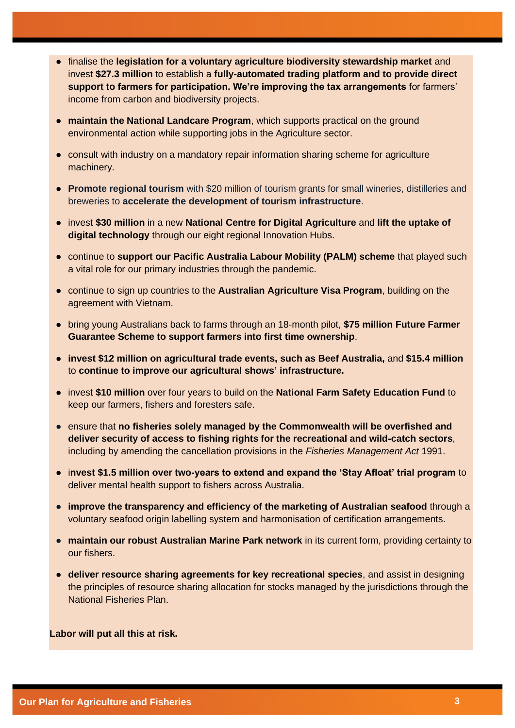- finalise the **legislation for a voluntary agriculture biodiversity stewardship market** and invest **$27.3 million** to establish a **fully-automated trading platform and to provide direct support to farmers for participation. We're improving the tax arrangements** for farmers' income from carbon and biodiversity projects.
- **maintain the National Landcare Program**, which supports practical on the ground environmental action while supporting jobs in the Agriculture sector.
- consult with industry on a mandatory repair information sharing scheme for agriculture machinery.
- **Promote regional tourism** with $20 million of tourism grants for small wineries, distilleries and breweries to **accelerate the development of tourism infrastructure**.
- invest **$30 million** in a new **National Centre for Digital Agriculture** and **lift the uptake of digital technology** through our eight regional Innovation Hubs.
- continue to **support our Pacific Australia Labour Mobility (PALM) scheme** that played such a vital role for our primary industries through the pandemic.
- continue to sign up countries to the **Australian Agriculture Visa Program**, building on the agreement with Vietnam.
- bring young Australians back to farms through an 18-month pilot, **$75 million Future Farmer Guarantee Scheme to support farmers into first time ownership**.
- **invest $12 million on agricultural trade events, such as Beef Australia,** and **$15.4 million** to **continue to improve our agricultural shows' infrastructure.**
- invest **$10 million** over four years to build on the **National Farm Safety Education Fund** to keep our farmers, fishers and foresters safe.
- ensure that **no fisheries solely managed by the Commonwealth will be overfished and deliver security of access to fishing rights for the recreational and wild-catch sectors**, including by amending the cancellation provisions in the *Fisheries Management Act* 1991.
- i**nvest $1.5 million over two-years to extend and expand the 'Stay Afloat' trial program** to deliver mental health support to fishers across Australia.
- **improve the transparency and efficiency of the marketing of Australian seafood** through a voluntary seafood origin labelling system and harmonisation of certification arrangements.
- **maintain our robust Australian Marine Park network** in its current form, providing certainty to our fishers.
- **deliver resource sharing agreements for key recreational species**, and assist in designing the principles of resource sharing allocation for stocks managed by the jurisdictions through the National Fisheries Plan.

**Labor will put all this at risk.**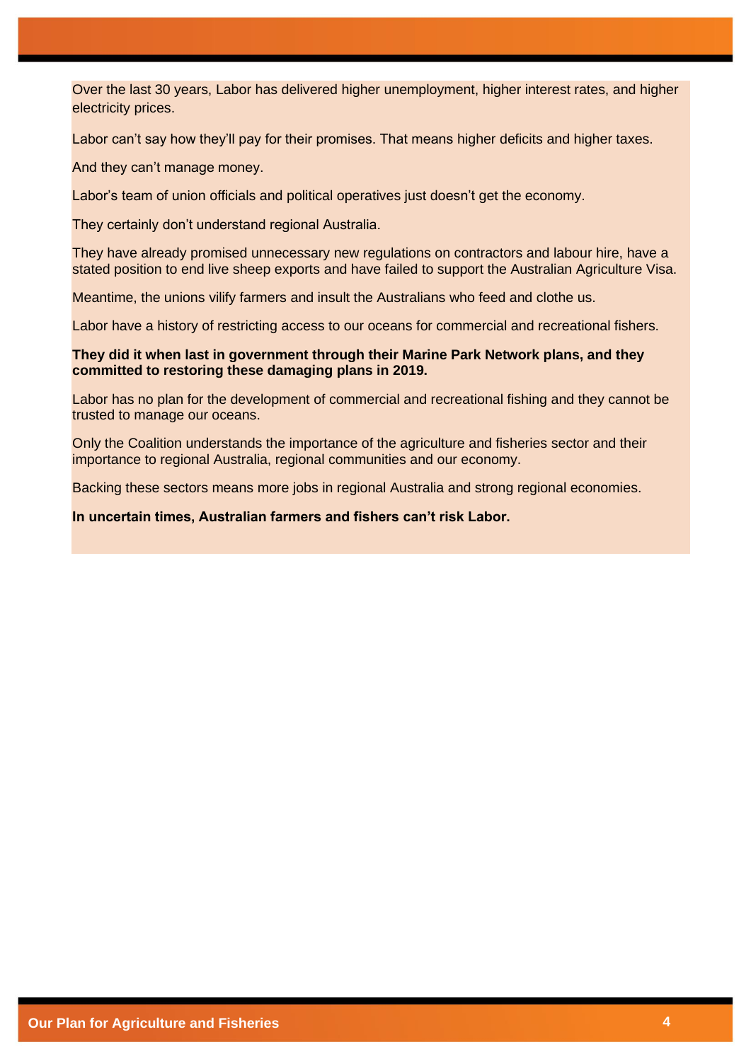Over the last 30 years, Labor has delivered higher unemployment, higher interest rates, and higher electricity prices.

Labor can't say how they'll pay for their promises. That means higher deficits and higher taxes.

And they can't manage money.

Labor's team of union officials and political operatives just doesn't get the economy.

They certainly don't understand regional Australia.

They have already promised unnecessary new regulations on contractors and labour hire, have a stated position to end live sheep exports and have failed to support the Australian Agriculture Visa.

Meantime, the unions vilify farmers and insult the Australians who feed and clothe us.

Labor have a history of restricting access to our oceans for commercial and recreational fishers.

**They did it when last in government through their Marine Park Network plans, and they committed to restoring these damaging plans in 2019.**

Labor has no plan for the development of commercial and recreational fishing and they cannot be trusted to manage our oceans.

Only the Coalition understands the importance of the agriculture and fisheries sector and their importance to regional Australia, regional communities and our economy.

Backing these sectors means more jobs in regional Australia and strong regional economies.

**In uncertain times, Australian farmers and fishers can't risk Labor.**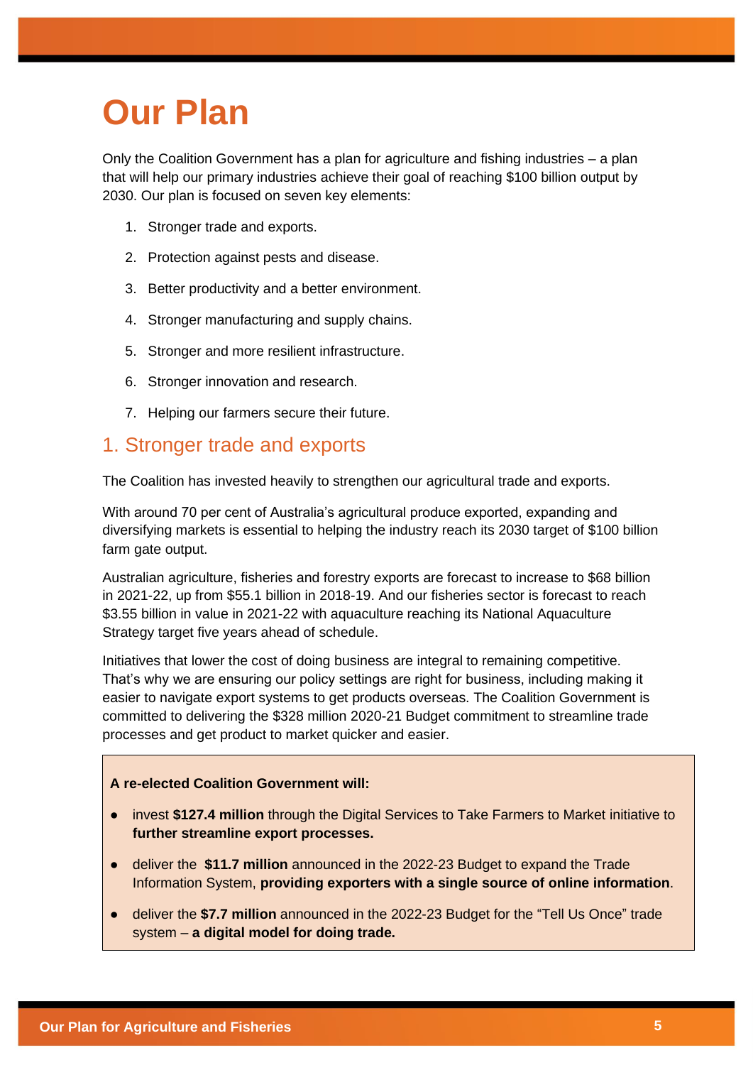# Our Plan

Only the Coalition Government has a plan for agriculture and fishing industries – a plan that will help our primary industries achieve their goal of reaching $100 billion output by 2030. Our plan is focused on seven key elements:

1. Stronger trade and exports.
2. Protection against pests and disease.
3. Better productivity and a better environment.
4. Stronger manufacturing and supply chains.
5. Stronger and more resilient infrastructure.
6. Stronger innovation and research.
7. Helping our farmers secure their future.

## 1. Stronger trade and exports

The Coalition has invested heavily to strengthen our agricultural trade and exports.

With around 70 per cent of Australia's agricultural produce exported, expanding and diversifying markets is essential to helping the industry reach its 2030 target of $100 billion farm gate output.

Australian agriculture, fisheries and forestry exports are forecast to increase to $68 billion in 2021-22, up from $55.1 billion in 2018-19. And our fisheries sector is forecast to reach $3.55 billion in value in 2021-22 with aquaculture reaching its National Aquaculture Strategy target five years ahead of schedule.

Initiatives that lower the cost of doing business are integral to remaining competitive. That's why we are ensuring our policy settings are right for business, including making it easier to navigate export systems to get products overseas. The Coalition Government is committed to delivering the $328 million 2020-21 Budget commitment to streamline trade processes and get product to market quicker and easier.

**A re-elected Coalition Government will:**

- invest **$127.4 million** through the Digital Services to Take Farmers to Market initiative to **further streamline export processes.**
- deliver the **$11.7 million** announced in the 2022-23 Budget to expand the Trade Information System, **providing exporters with a single source of online information**.
- deliver the **$7.7 million** announced in the 2022-23 Budget for the "Tell Us Once" trade system – **a digital model for doing trade.**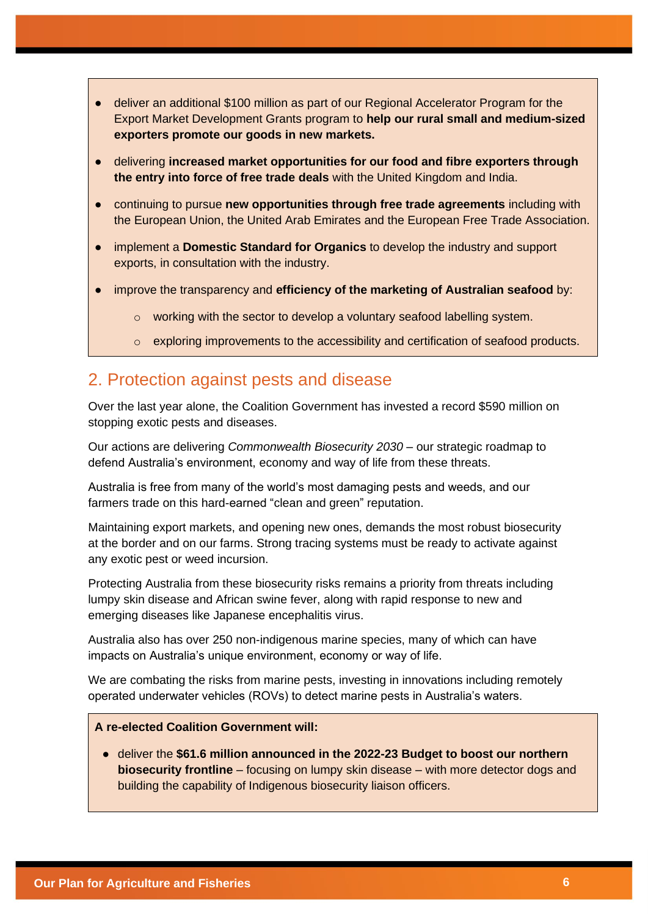- deliver an additional $100 million as part of our Regional Accelerator Program for the Export Market Development Grants program to **help our rural small and medium-sized exporters promote our goods in new markets.**
- delivering **increased market opportunities for our food and fibre exporters through the entry into force of free trade deals** with the United Kingdom and India.
- continuing to pursue **new opportunities through free trade agreements** including with the European Union, the United Arab Emirates and the European Free Trade Association.
- implement a **Domestic Standard for Organics** to develop the industry and support exports, in consultation with the industry.
- improve the transparency and **efficiency of the marketing of Australian seafood** by:
  - working with the sector to develop a voluntary seafood labelling system.
  - exploring improvements to the accessibility and certification of seafood products.

## 2. Protection against pests and disease

Over the last year alone, the Coalition Government has invested a record $590 million on stopping exotic pests and diseases.

Our actions are delivering *Commonwealth Biosecurity 2030* – our strategic roadmap to defend Australia's environment, economy and way of life from these threats.

Australia is free from many of the world's most damaging pests and weeds, and our farmers trade on this hard-earned "clean and green" reputation.

Maintaining export markets, and opening new ones, demands the most robust biosecurity at the border and on our farms. Strong tracing systems must be ready to activate against any exotic pest or weed incursion.

Protecting Australia from these biosecurity risks remains a priority from threats including lumpy skin disease and African swine fever, along with rapid response to new and emerging diseases like Japanese encephalitis virus.

Australia also has over 250 non-indigenous marine species, many of which can have impacts on Australia's unique environment, economy or way of life.

We are combating the risks from marine pests, investing in innovations including remotely operated underwater vehicles (ROVs) to detect marine pests in Australia's waters.

**A re-elected Coalition Government will:**

- deliver the **$61.6 million announced in the 2022-23 Budget to boost our northern biosecurity frontline** – focusing on lumpy skin disease – with more detector dogs and building the capability of Indigenous biosecurity liaison officers.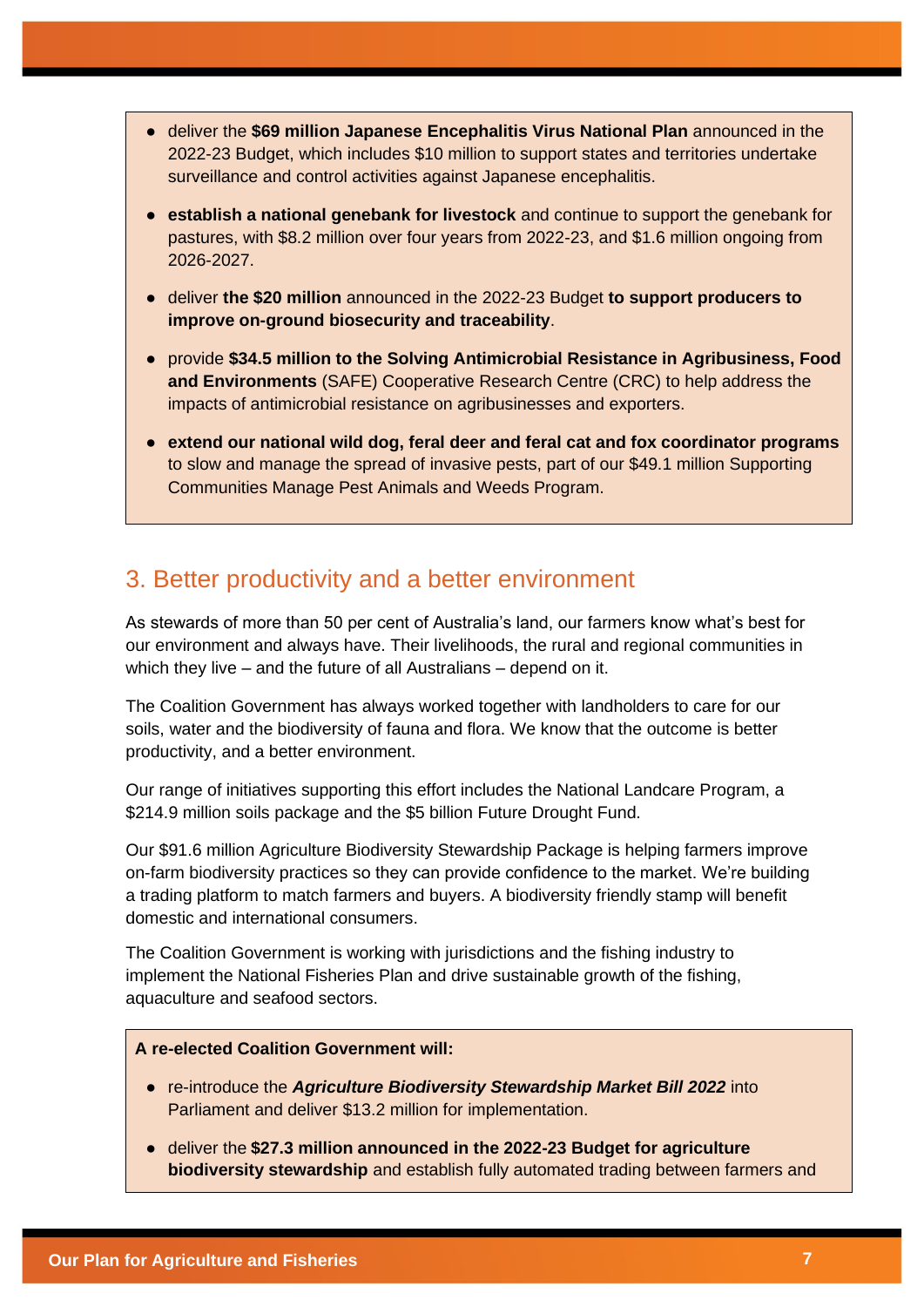- deliver the **$69 million Japanese Encephalitis Virus National Plan** announced in the 2022-23 Budget, which includes $10 million to support states and territories undertake surveillance and control activities against Japanese encephalitis.
- **establish a national genebank for livestock** and continue to support the genebank for pastures, with $8.2 million over four years from 2022-23, and $1.6 million ongoing from 2026-2027.
- deliver **the $20 million** announced in the 2022-23 Budget **to support producers to improve on-ground biosecurity and traceability**.
- provide **$34.5 million to the Solving Antimicrobial Resistance in Agribusiness, Food and Environments** (SAFE) Cooperative Research Centre (CRC) to help address the impacts of antimicrobial resistance on agribusinesses and exporters.
- **extend our national wild dog, feral deer and feral cat and fox coordinator programs** to slow and manage the spread of invasive pests, part of our $49.1 million Supporting Communities Manage Pest Animals and Weeds Program.

## 3. Better productivity and a better environment

As stewards of more than 50 per cent of Australia's land, our farmers know what's best for our environment and always have. Their livelihoods, the rural and regional communities in which they live – and the future of all Australians – depend on it.

The Coalition Government has always worked together with landholders to care for our soils, water and the biodiversity of fauna and flora. We know that the outcome is better productivity, and a better environment.

Our range of initiatives supporting this effort includes the National Landcare Program, a $214.9 million soils package and the $5 billion Future Drought Fund.

Our $91.6 million Agriculture Biodiversity Stewardship Package is helping farmers improve on-farm biodiversity practices so they can provide confidence to the market. We're building a trading platform to match farmers and buyers. A biodiversity friendly stamp will benefit domestic and international consumers.

The Coalition Government is working with jurisdictions and the fishing industry to implement the National Fisheries Plan and drive sustainable growth of the fishing, aquaculture and seafood sectors.

**A re-elected Coalition Government will:**

- re-introduce the ***Agriculture Biodiversity Stewardship Market Bill 2022*** into Parliament and deliver $13.2 million for implementation.
- deliver the **$27.3 million announced in the 2022-23 Budget for agriculture biodiversity stewardship** and establish fully automated trading between farmers and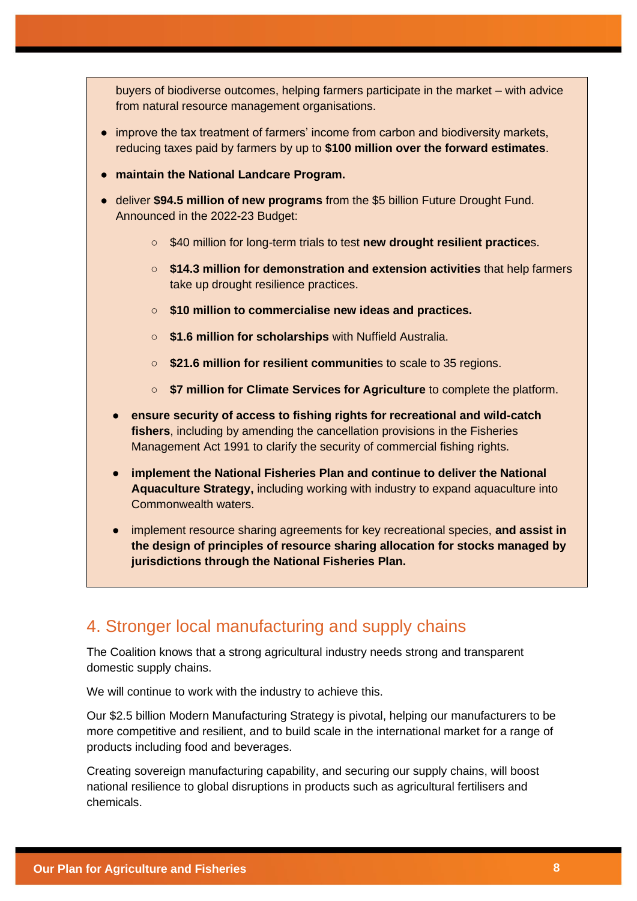buyers of biodiverse outcomes, helping farmers participate in the market – with advice from natural resource management organisations.

- improve the tax treatment of farmers' income from carbon and biodiversity markets, reducing taxes paid by farmers by up to **$100 million over the forward estimates**.
- **maintain the National Landcare Program.**
- deliver **$94.5 million of new programs** from the $5 billion Future Drought Fund. Announced in the 2022-23 Budget:
  - $40 million for long-term trials to test **new drought resilient practice**s.
  - **$14.3 million for demonstration and extension activities** that help farmers take up drought resilience practices.
  - **$10 million to commercialise new ideas and practices.**
  - **$1.6 million for scholarships** with Nuffield Australia.
  - **$21.6 million for resilient communitie**s to scale to 35 regions.
  - **$7 million for Climate Services for Agriculture** to complete the platform.
- **ensure security of access to fishing rights for recreational and wild-catch fishers**, including by amending the cancellation provisions in the Fisheries Management Act 1991 to clarify the security of commercial fishing rights.
- **implement the National Fisheries Plan and continue to deliver the National Aquaculture Strategy,** including working with industry to expand aquaculture into Commonwealth waters.
- implement resource sharing agreements for key recreational species, **and assist in the design of principles of resource sharing allocation for stocks managed by jurisdictions through the National Fisheries Plan.**

## 4. Stronger local manufacturing and supply chains

The Coalition knows that a strong agricultural industry needs strong and transparent domestic supply chains.

We will continue to work with the industry to achieve this.

Our $2.5 billion Modern Manufacturing Strategy is pivotal, helping our manufacturers to be more competitive and resilient, and to build scale in the international market for a range of products including food and beverages.

Creating sovereign manufacturing capability, and securing our supply chains, will boost national resilience to global disruptions in products such as agricultural fertilisers and chemicals.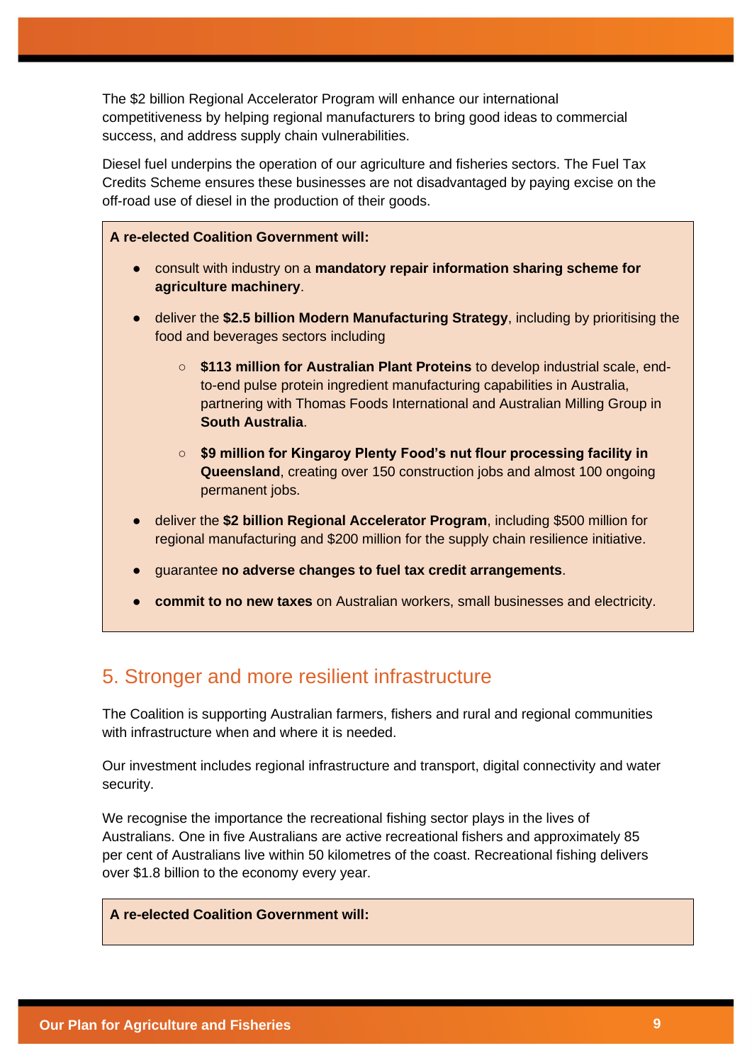The $2 billion Regional Accelerator Program will enhance our international competitiveness by helping regional manufacturers to bring good ideas to commercial success, and address supply chain vulnerabilities.

Diesel fuel underpins the operation of our agriculture and fisheries sectors. The Fuel Tax Credits Scheme ensures these businesses are not disadvantaged by paying excise on the off-road use of diesel in the production of their goods.

**A re-elected Coalition Government will:**

- consult with industry on a **mandatory repair information sharing scheme for agriculture machinery**.
- deliver the **$2.5 billion Modern Manufacturing Strategy**, including by prioritising the food and beverages sectors including
  - **$113 million for Australian Plant Proteins** to develop industrial scale, end-to-end pulse protein ingredient manufacturing capabilities in Australia, partnering with Thomas Foods International and Australian Milling Group in **South Australia**.
  - **$9 million for Kingaroy Plenty Food's nut flour processing facility in Queensland**, creating over 150 construction jobs and almost 100 ongoing permanent jobs.
- deliver the **$2 billion Regional Accelerator Program**, including $500 million for regional manufacturing and $200 million for the supply chain resilience initiative.
- guarantee **no adverse changes to fuel tax credit arrangements**.
- **commit to no new taxes** on Australian workers, small businesses and electricity.

## 5. Stronger and more resilient infrastructure

The Coalition is supporting Australian farmers, fishers and rural and regional communities with infrastructure when and where it is needed.

Our investment includes regional infrastructure and transport, digital connectivity and water security.

We recognise the importance the recreational fishing sector plays in the lives of Australians. One in five Australians are active recreational fishers and approximately 85 per cent of Australians live within 50 kilometres of the coast. Recreational fishing delivers over $1.8 billion to the economy every year.

**A re-elected Coalition Government will:**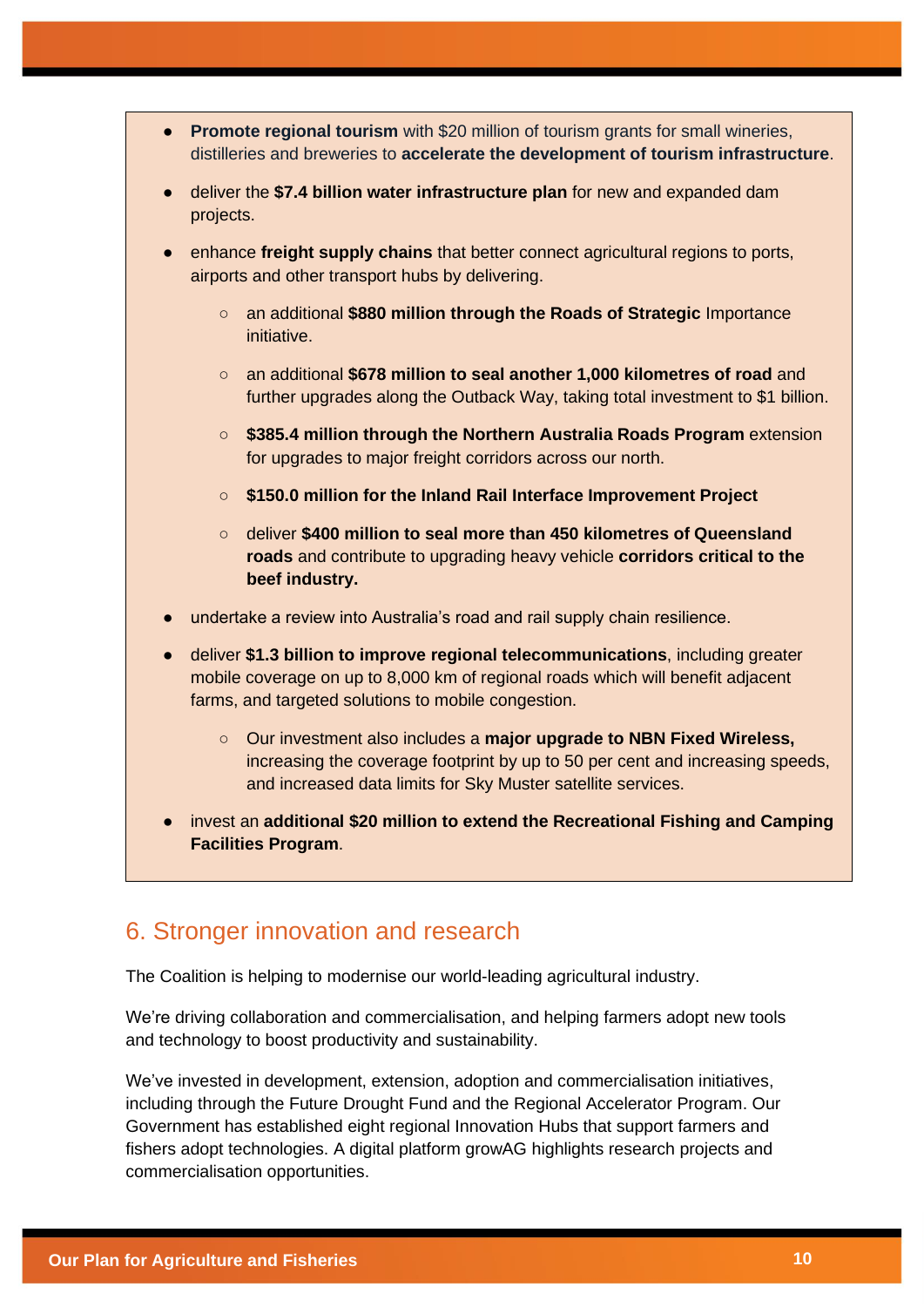- **Promote regional tourism** with $20 million of tourism grants for small wineries, distilleries and breweries to **accelerate the development of tourism infrastructure**.
- deliver the **$7.4 billion water infrastructure plan** for new and expanded dam projects.
- enhance **freight supply chains** that better connect agricultural regions to ports, airports and other transport hubs by delivering.
  - an additional **$880 million through the Roads of Strategic** Importance initiative.
  - an additional **$678 million to seal another 1,000 kilometres of road** and further upgrades along the Outback Way, taking total investment to $1 billion.
  - **$385.4 million through the Northern Australia Roads Program** extension for upgrades to major freight corridors across our north.
  - **$150.0 million for the Inland Rail Interface Improvement Project**
  - deliver **$400 million to seal more than 450 kilometres of Queensland roads** and contribute to upgrading heavy vehicle **corridors critical to the beef industry.**
- undertake a review into Australia's road and rail supply chain resilience.
- deliver **$1.3 billion to improve regional telecommunications**, including greater mobile coverage on up to 8,000 km of regional roads which will benefit adjacent farms, and targeted solutions to mobile congestion.
  - Our investment also includes a **major upgrade to NBN Fixed Wireless,** increasing the coverage footprint by up to 50 per cent and increasing speeds, and increased data limits for Sky Muster satellite services.
- invest an **additional $20 million to extend the Recreational Fishing and Camping Facilities Program**.

## 6. Stronger innovation and research

The Coalition is helping to modernise our world-leading agricultural industry.

We're driving collaboration and commercialisation, and helping farmers adopt new tools and technology to boost productivity and sustainability.

We've invested in development, extension, adoption and commercialisation initiatives, including through the Future Drought Fund and the Regional Accelerator Program. Our Government has established eight regional Innovation Hubs that support farmers and fishers adopt technologies. A digital platform growAG highlights research projects and commercialisation opportunities.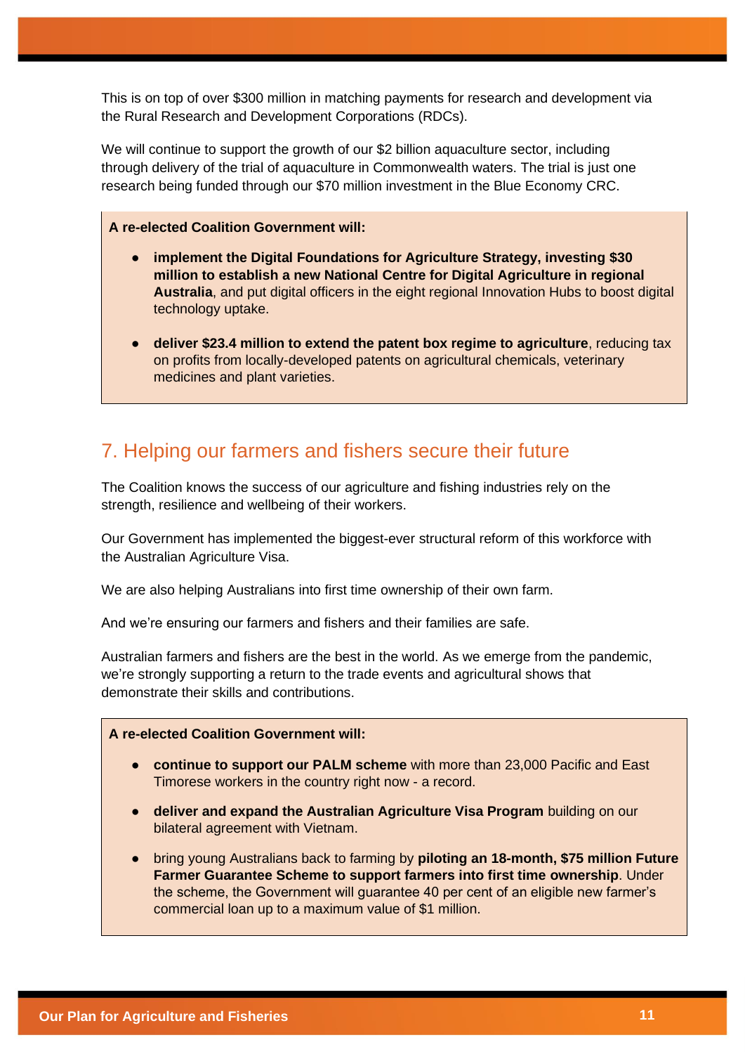This is on top of over $300 million in matching payments for research and development via the Rural Research and Development Corporations (RDCs).

We will continue to support the growth of our $2 billion aquaculture sector, including through delivery of the trial of aquaculture in Commonwealth waters. The trial is just one research being funded through our $70 million investment in the Blue Economy CRC.

**A re-elected Coalition Government will:**

- **implement the Digital Foundations for Agriculture Strategy, investing $30 million to establish a new National Centre for Digital Agriculture in regional Australia**, and put digital officers in the eight regional Innovation Hubs to boost digital technology uptake.
- **deliver $23.4 million to extend the patent box regime to agriculture**, reducing tax on profits from locally-developed patents on agricultural chemicals, veterinary medicines and plant varieties.

## 7. Helping our farmers and fishers secure their future

The Coalition knows the success of our agriculture and fishing industries rely on the strength, resilience and wellbeing of their workers.

Our Government has implemented the biggest-ever structural reform of this workforce with the Australian Agriculture Visa.

We are also helping Australians into first time ownership of their own farm.

And we're ensuring our farmers and fishers and their families are safe.

Australian farmers and fishers are the best in the world. As we emerge from the pandemic, we're strongly supporting a return to the trade events and agricultural shows that demonstrate their skills and contributions.

**A re-elected Coalition Government will:**

- **continue to support our PALM scheme** with more than 23,000 Pacific and East Timorese workers in the country right now - a record.
- **deliver and expand the Australian Agriculture Visa Program** building on our bilateral agreement with Vietnam.
- bring young Australians back to farming by **piloting an 18-month, $75 million Future Farmer Guarantee Scheme to support farmers into first time ownership**. Under the scheme, the Government will guarantee 40 per cent of an eligible new farmer's commercial loan up to a maximum value of $1 million.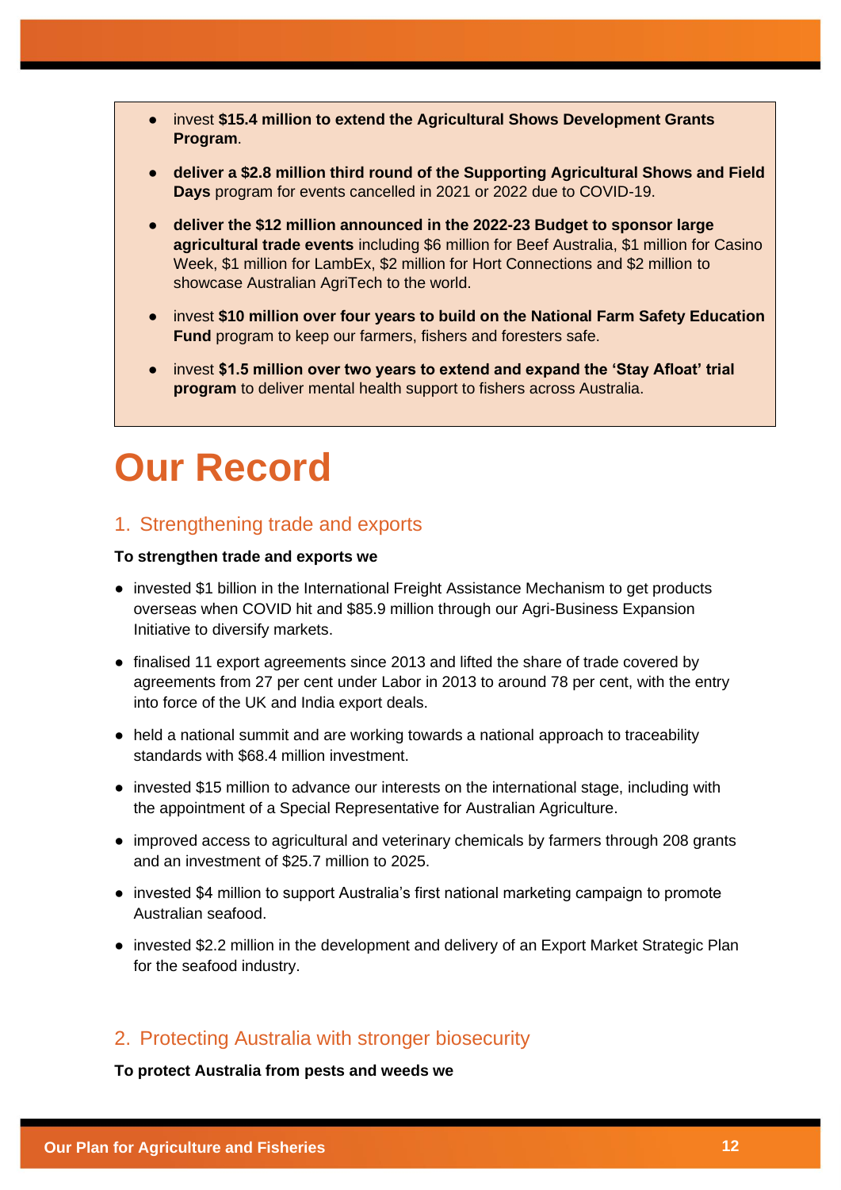- invest **$15.4 million to extend the Agricultural Shows Development Grants Program**.
- **deliver a $2.8 million third round of the Supporting Agricultural Shows and Field Days** program for events cancelled in 2021 or 2022 due to COVID-19.
- **deliver the $12 million announced in the 2022-23 Budget to sponsor large agricultural trade events** including $6 million for Beef Australia, $1 million for Casino Week, $1 million for LambEx, $2 million for Hort Connections and $2 million to showcase Australian AgriTech to the world.
- invest **$10 million over four years to build on the National Farm Safety Education Fund** program to keep our farmers, fishers and foresters safe.
- invest **$1.5 million over two years to extend and expand the 'Stay Afloat' trial program** to deliver mental health support to fishers across Australia.

# Our Record

## 1. Strengthening trade and exports

**To strengthen trade and exports we**

- invested $1 billion in the International Freight Assistance Mechanism to get products overseas when COVID hit and $85.9 million through our Agri-Business Expansion Initiative to diversify markets.
- finalised 11 export agreements since 2013 and lifted the share of trade covered by agreements from 27 per cent under Labor in 2013 to around 78 per cent, with the entry into force of the UK and India export deals.
- held a national summit and are working towards a national approach to traceability standards with $68.4 million investment.
- invested $15 million to advance our interests on the international stage, including with the appointment of a Special Representative for Australian Agriculture.
- improved access to agricultural and veterinary chemicals by farmers through 208 grants and an investment of $25.7 million to 2025.
- invested $4 million to support Australia's first national marketing campaign to promote Australian seafood.
- invested $2.2 million in the development and delivery of an Export Market Strategic Plan for the seafood industry.

## 2. Protecting Australia with stronger biosecurity

**To protect Australia from pests and weeds we**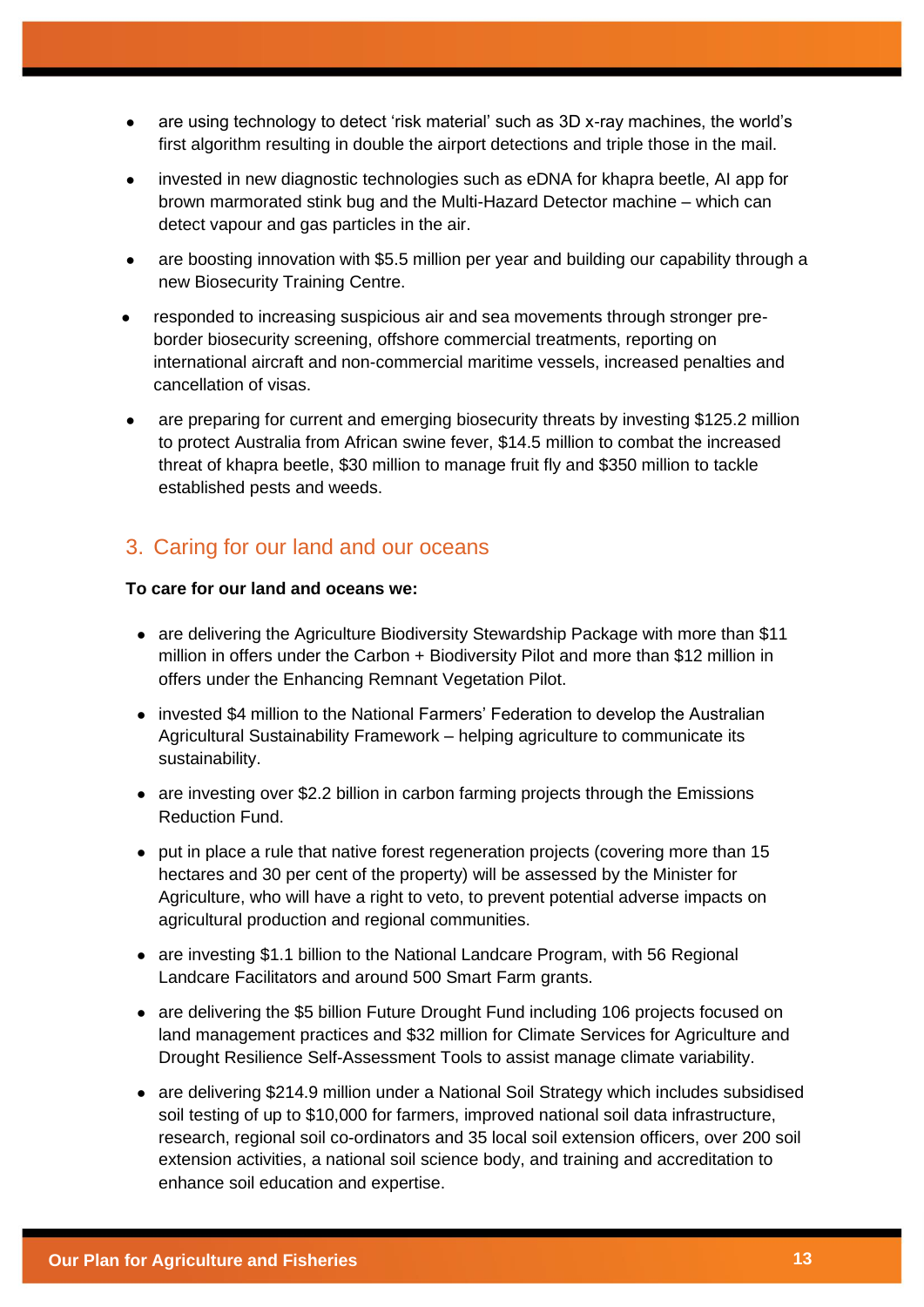- are using technology to detect 'risk material' such as 3D x-ray machines, the world's first algorithm resulting in double the airport detections and triple those in the mail.
- invested in new diagnostic technologies such as eDNA for khapra beetle, AI app for brown marmorated stink bug and the Multi-Hazard Detector machine – which can detect vapour and gas particles in the air.
- are boosting innovation with $5.5 million per year and building our capability through a new Biosecurity Training Centre.
- responded to increasing suspicious air and sea movements through stronger pre-border biosecurity screening, offshore commercial treatments, reporting on international aircraft and non-commercial maritime vessels, increased penalties and cancellation of visas.
- are preparing for current and emerging biosecurity threats by investing $125.2 million to protect Australia from African swine fever, $14.5 million to combat the increased threat of khapra beetle, $30 million to manage fruit fly and $350 million to tackle established pests and weeds.

## 3. Caring for our land and our oceans

**To care for our land and oceans we:**

- are delivering the Agriculture Biodiversity Stewardship Package with more than $11 million in offers under the Carbon + Biodiversity Pilot and more than $12 million in offers under the Enhancing Remnant Vegetation Pilot.
- invested $4 million to the National Farmers' Federation to develop the Australian Agricultural Sustainability Framework – helping agriculture to communicate its sustainability.
- are investing over $2.2 billion in carbon farming projects through the Emissions Reduction Fund.
- put in place a rule that native forest regeneration projects (covering more than 15 hectares and 30 per cent of the property) will be assessed by the Minister for Agriculture, who will have a right to veto, to prevent potential adverse impacts on agricultural production and regional communities.
- are investing $1.1 billion to the National Landcare Program, with 56 Regional Landcare Facilitators and around 500 Smart Farm grants.
- are delivering the $5 billion Future Drought Fund including 106 projects focused on land management practices and $32 million for Climate Services for Agriculture and Drought Resilience Self-Assessment Tools to assist manage climate variability.
- are delivering $214.9 million under a National Soil Strategy which includes subsidised soil testing of up to $10,000 for farmers, improved national soil data infrastructure, research, regional soil co-ordinators and 35 local soil extension officers, over 200 soil extension activities, a national soil science body, and training and accreditation to enhance soil education and expertise.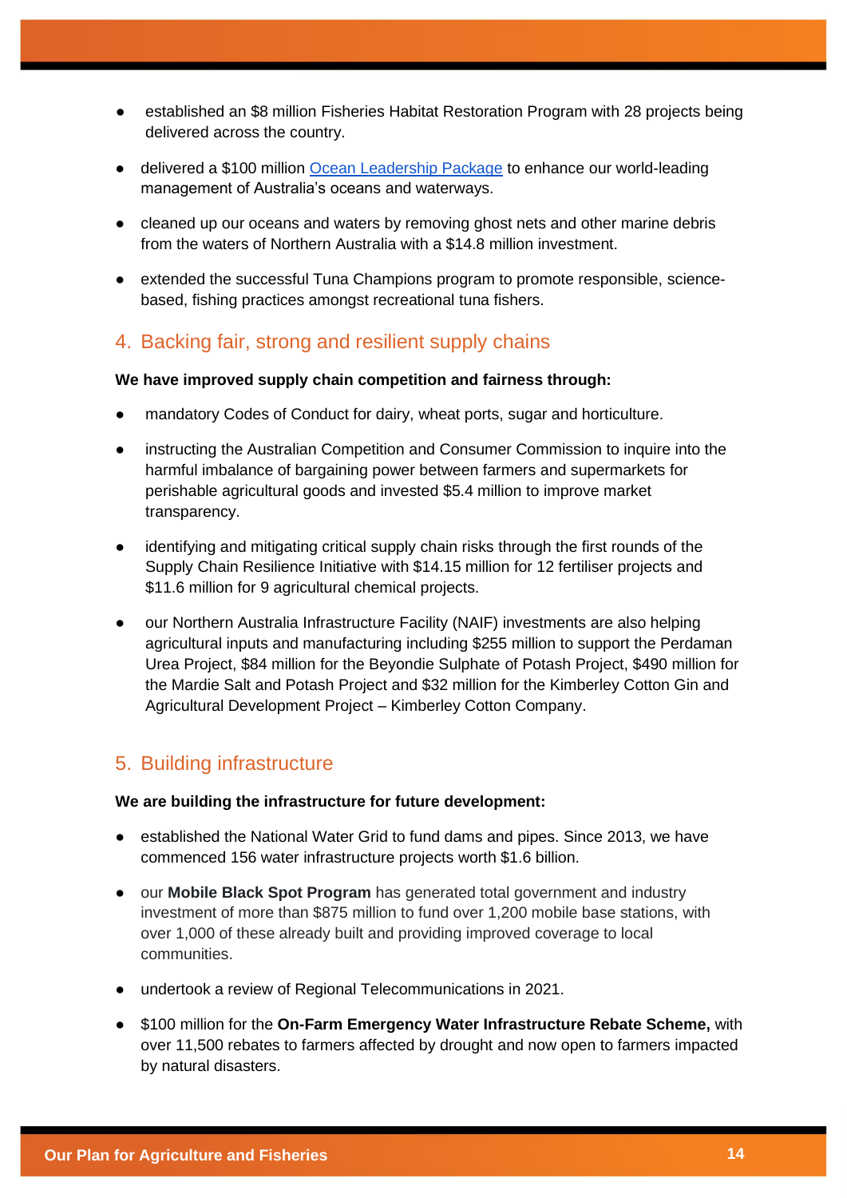- established an $8 million Fisheries Habitat Restoration Program with 28 projects being delivered across the country.
- delivered a $100 million [Ocean Leadership Package](#) to enhance our world-leading management of Australia's oceans and waterways.
- cleaned up our oceans and waters by removing ghost nets and other marine debris from the waters of Northern Australia with a $14.8 million investment.
- extended the successful Tuna Champions program to promote responsible, science-based, fishing practices amongst recreational tuna fishers.

## 4. Backing fair, strong and resilient supply chains

**We have improved supply chain competition and fairness through:**

- mandatory Codes of Conduct for dairy, wheat ports, sugar and horticulture.
- instructing the Australian Competition and Consumer Commission to inquire into the harmful imbalance of bargaining power between farmers and supermarkets for perishable agricultural goods and invested $5.4 million to improve market transparency.
- identifying and mitigating critical supply chain risks through the first rounds of the Supply Chain Resilience Initiative with $14.15 million for 12 fertiliser projects and $11.6 million for 9 agricultural chemical projects.
- our Northern Australia Infrastructure Facility (NAIF) investments are also helping agricultural inputs and manufacturing including $255 million to support the Perdaman Urea Project, $84 million for the Beyondie Sulphate of Potash Project, $490 million for the Mardie Salt and Potash Project and $32 million for the Kimberley Cotton Gin and Agricultural Development Project – Kimberley Cotton Company.

## 5. Building infrastructure

**We are building the infrastructure for future development:**

- established the National Water Grid to fund dams and pipes. Since 2013, we have commenced 156 water infrastructure projects worth $1.6 billion.
- our **Mobile Black Spot Program** has generated total government and industry investment of more than $875 million to fund over 1,200 mobile base stations, with over 1,000 of these already built and providing improved coverage to local communities.
- undertook a review of Regional Telecommunications in 2021.
- $100 million for the **On-Farm Emergency Water Infrastructure Rebate Scheme,** with over 11,500 rebates to farmers affected by drought and now open to farmers impacted by natural disasters.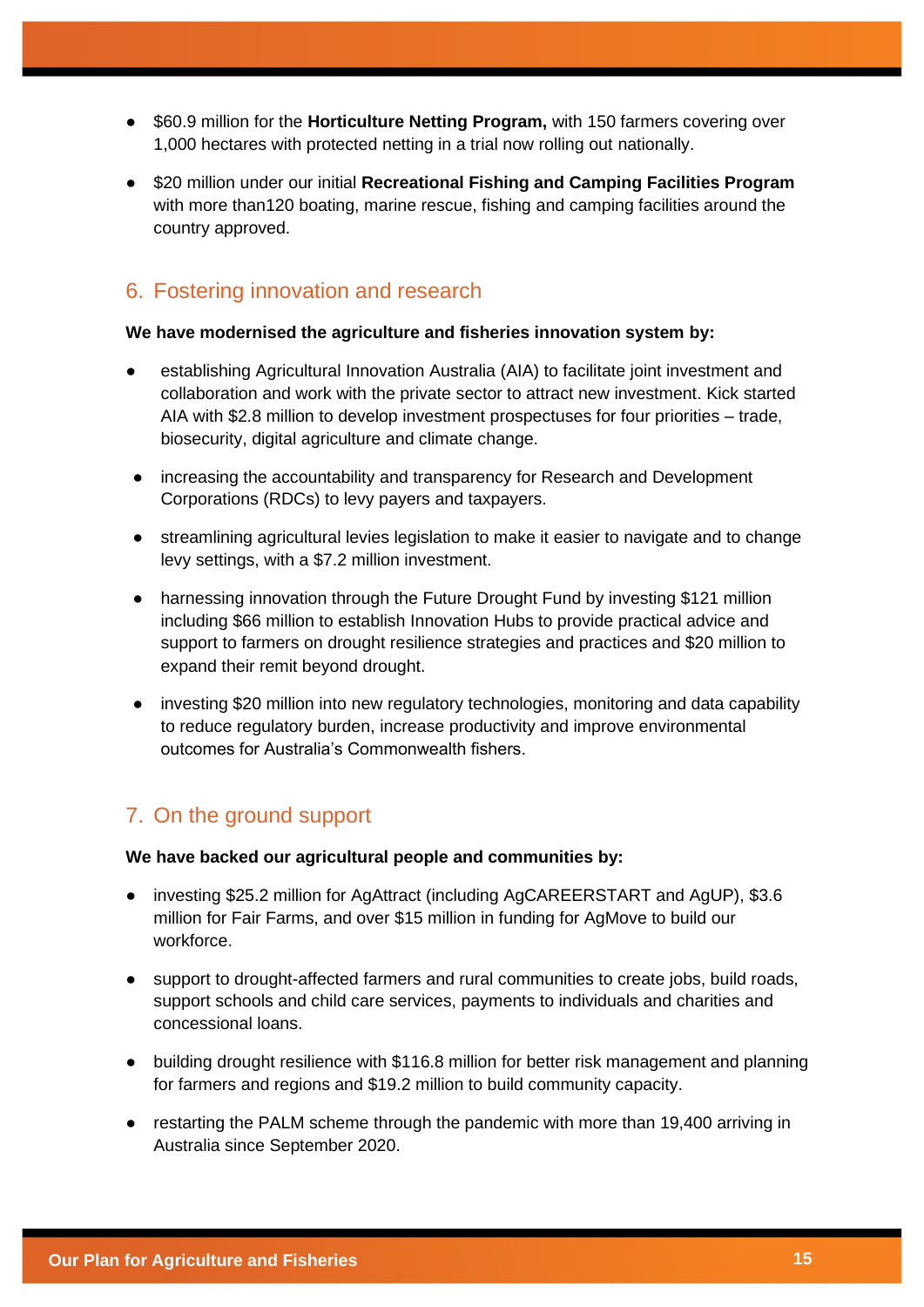- $60.9 million for the **Horticulture Netting Program,** with 150 farmers covering over 1,000 hectares with protected netting in a trial now rolling out nationally.
- $20 million under our initial **Recreational Fishing and Camping Facilities Program** with more than120 boating, marine rescue, fishing and camping facilities around the country approved.

## 6. Fostering innovation and research

**We have modernised the agriculture and fisheries innovation system by:**

- establishing Agricultural Innovation Australia (AIA) to facilitate joint investment and collaboration and work with the private sector to attract new investment. Kick started AIA with $2.8 million to develop investment prospectuses for four priorities – trade, biosecurity, digital agriculture and climate change.
- increasing the accountability and transparency for Research and Development Corporations (RDCs) to levy payers and taxpayers.
- streamlining agricultural levies legislation to make it easier to navigate and to change levy settings, with a $7.2 million investment.
- harnessing innovation through the Future Drought Fund by investing $121 million including $66 million to establish Innovation Hubs to provide practical advice and support to farmers on drought resilience strategies and practices and $20 million to expand their remit beyond drought.
- investing $20 million into new regulatory technologies, monitoring and data capability to reduce regulatory burden, increase productivity and improve environmental outcomes for Australia's Commonwealth fishers.

## 7. On the ground support

**We have backed our agricultural people and communities by:**

- investing $25.2 million for AgAttract (including AgCAREERSTART and AgUP), $3.6 million for Fair Farms, and over $15 million in funding for AgMove to build our workforce.
- support to drought-affected farmers and rural communities to create jobs, build roads, support schools and child care services, payments to individuals and charities and concessional loans.
- building drought resilience with $116.8 million for better risk management and planning for farmers and regions and $19.2 million to build community capacity.
- restarting the PALM scheme through the pandemic with more than 19,400 arriving in Australia since September 2020.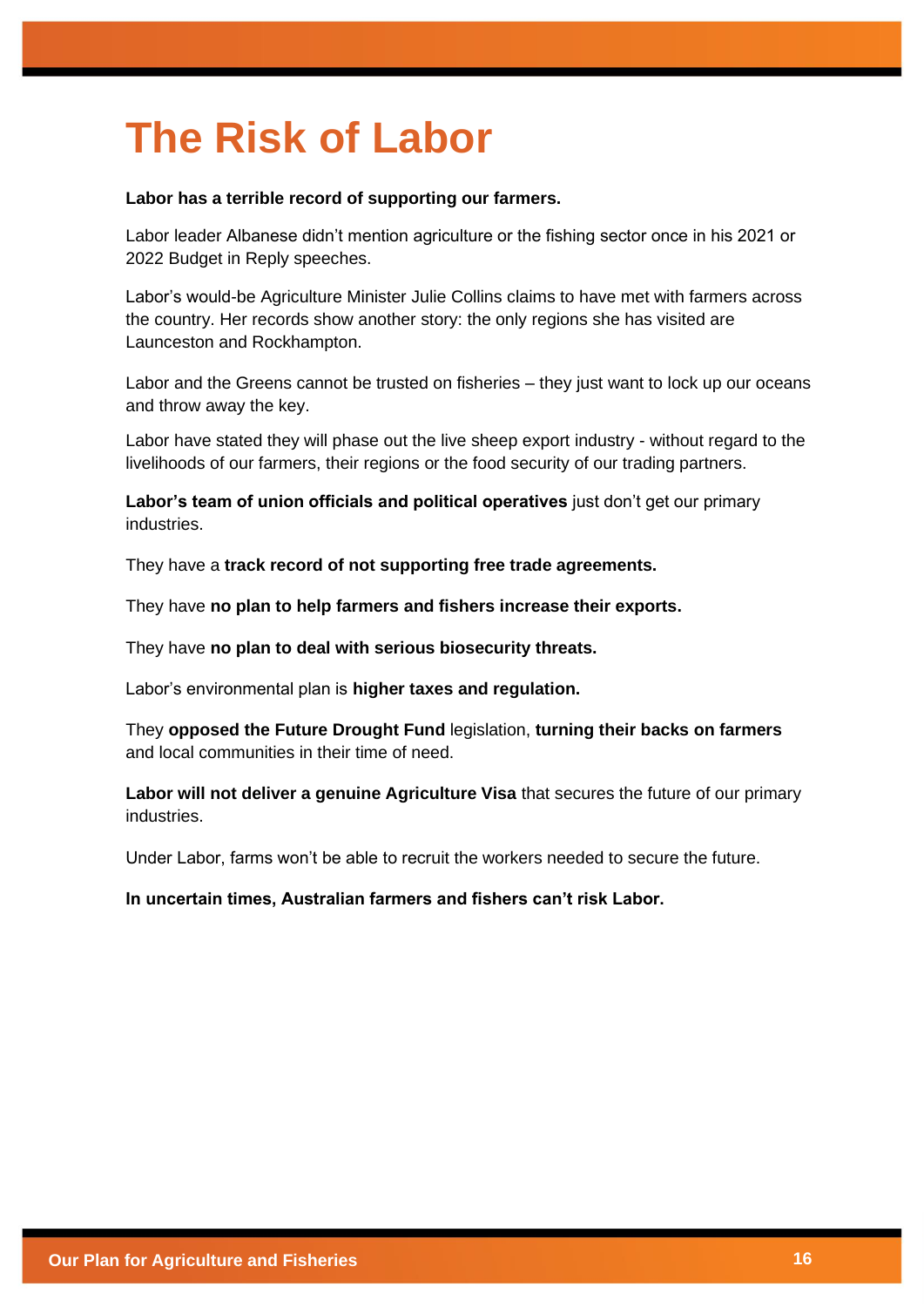# The Risk of Labor

**Labor has a terrible record of supporting our farmers.**

Labor leader Albanese didn't mention agriculture or the fishing sector once in his 2021 or 2022 Budget in Reply speeches.

Labor's would-be Agriculture Minister Julie Collins claims to have met with farmers across the country. Her records show another story: the only regions she has visited are Launceston and Rockhampton.

Labor and the Greens cannot be trusted on fisheries – they just want to lock up our oceans and throw away the key.

Labor have stated they will phase out the live sheep export industry - without regard to the livelihoods of our farmers, their regions or the food security of our trading partners.

**Labor's team of union officials and political operatives** just don't get our primary industries.

They have a **track record of not supporting free trade agreements.**

They have **no plan to help farmers and fishers increase their exports.**

They have **no plan to deal with serious biosecurity threats.**

Labor's environmental plan is **higher taxes and regulation.**

They **opposed the Future Drought Fund** legislation, **turning their backs on farmers** and local communities in their time of need.

**Labor will not deliver a genuine Agriculture Visa** that secures the future of our primary industries.

Under Labor, farms won't be able to recruit the workers needed to secure the future.

**In uncertain times, Australian farmers and fishers can't risk Labor.**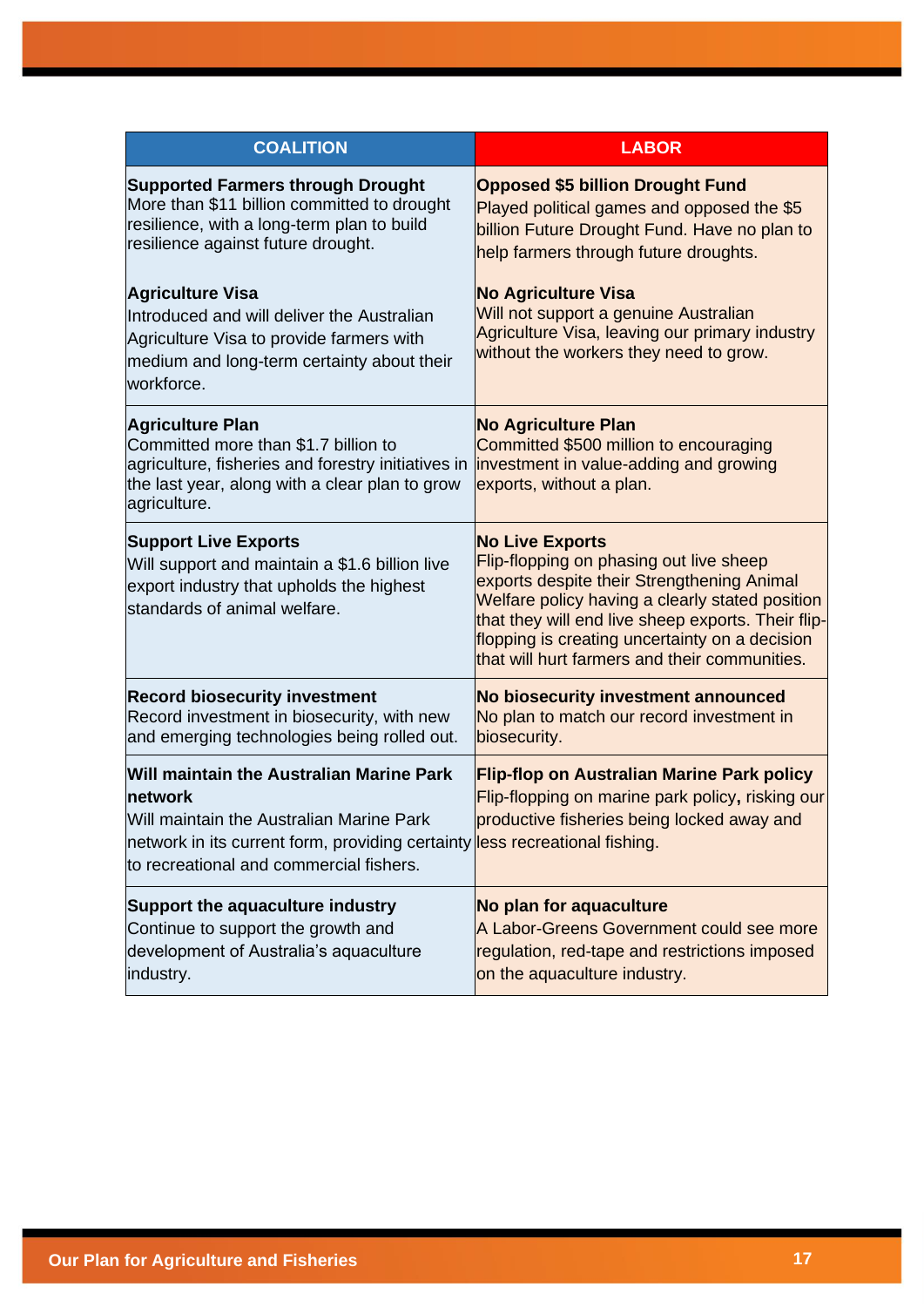| COALITION | LABOR |
|---|---|
| **Supported Farmers through Drought** More than $11 billion committed to drought resilience, with a long-term plan to build resilience against future drought.<br><br>**Agriculture Visa** Introduced and will deliver the Australian Agriculture Visa to provide farmers with medium and long-term certainty about their workforce. | **Opposed $5 billion Drought Fund** Played political games and opposed the $5 billion Future Drought Fund. Have no plan to help farmers through future droughts.<br><br>**No Agriculture Visa** Will not support a genuine Australian Agriculture Visa, leaving our primary industry without the workers they need to grow. |
| **Agriculture Plan** Committed more than $1.7 billion to agriculture, fisheries and forestry initiatives in the last year, along with a clear plan to grow agriculture. | **No Agriculture Plan** Committed $500 million to encouraging investment in value-adding and growing exports, without a plan. |
| **Support Live Exports** Will support and maintain a $1.6 billion live export industry that upholds the highest standards of animal welfare. | **No Live Exports** Flip-flopping on phasing out live sheep exports despite their Strengthening Animal Welfare policy having a clearly stated position that they will end live sheep exports. Their flip-flopping is creating uncertainty on a decision that will hurt farmers and their communities. |
| **Record biosecurity investment** Record investment in biosecurity, with new and emerging technologies being rolled out. | **No biosecurity investment announced** No plan to match our record investment in biosecurity. |
| **Will maintain the Australian Marine Park network** Will maintain the Australian Marine Park network in its current form, providing certainty to recreational and commercial fishers. | **Flip-flop on Australian Marine Park policy** Flip-flopping on marine park policy**,** risking our productive fisheries being locked away and less recreational fishing. |
| **Support the aquaculture industry** Continue to support the growth and development of Australia's aquaculture industry. | **No plan for aquaculture** A Labor-Greens Government could see more regulation, red-tape and restrictions imposed on the aquaculture industry. |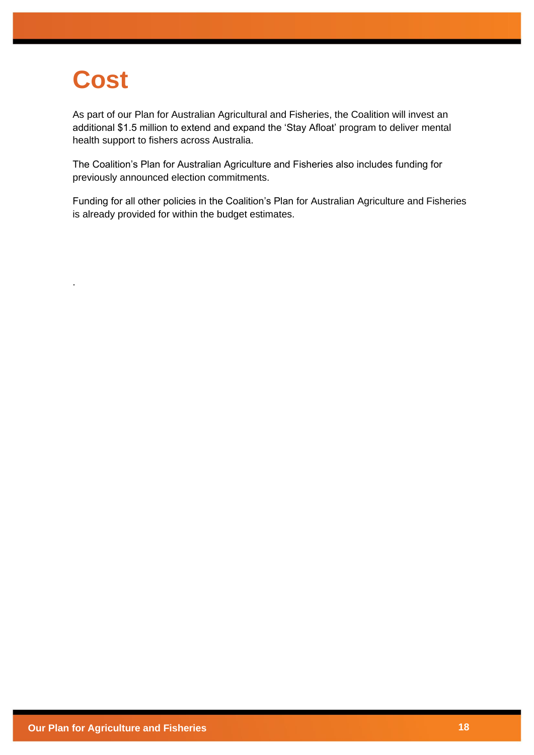# Cost

As part of our Plan for Australian Agricultural and Fisheries, the Coalition will invest an additional $1.5 million to extend and expand the 'Stay Afloat' program to deliver mental health support to fishers across Australia.

The Coalition's Plan for Australian Agriculture and Fisheries also includes funding for previously announced election commitments.

Funding for all other policies in the Coalition's Plan for Australian Agriculture and Fisheries is already provided for within the budget estimates.

.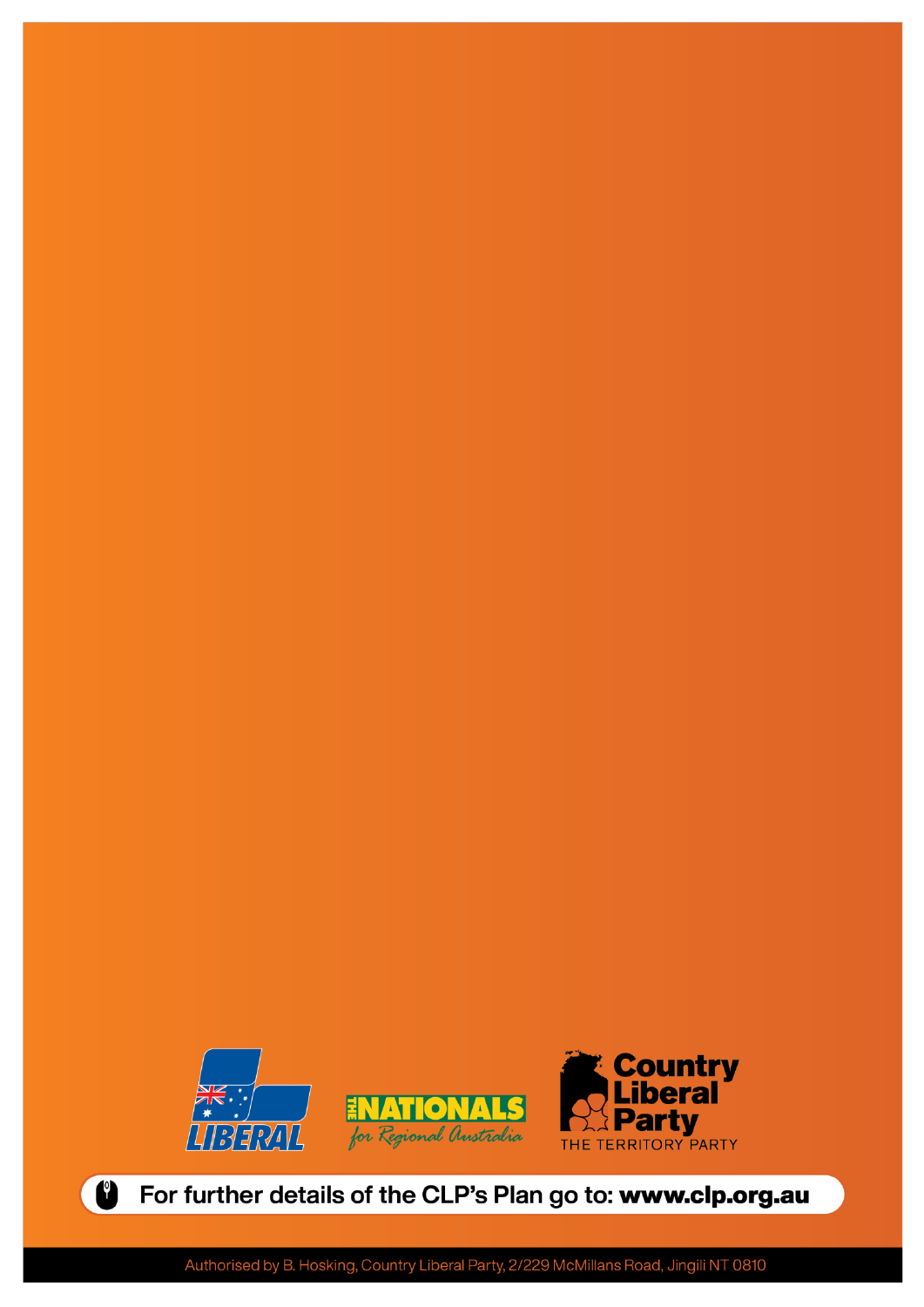LIBERAL

THE NATIONALS for Regional Australia

Country Liberal Party

THE TERRITORY PARTY

For further details of the CLP's Plan go to: **www.clp.org.au**

Authorised by B. Hosking, Country Liberal Party, 2/229 McMillans Road, Jingili NT 0810